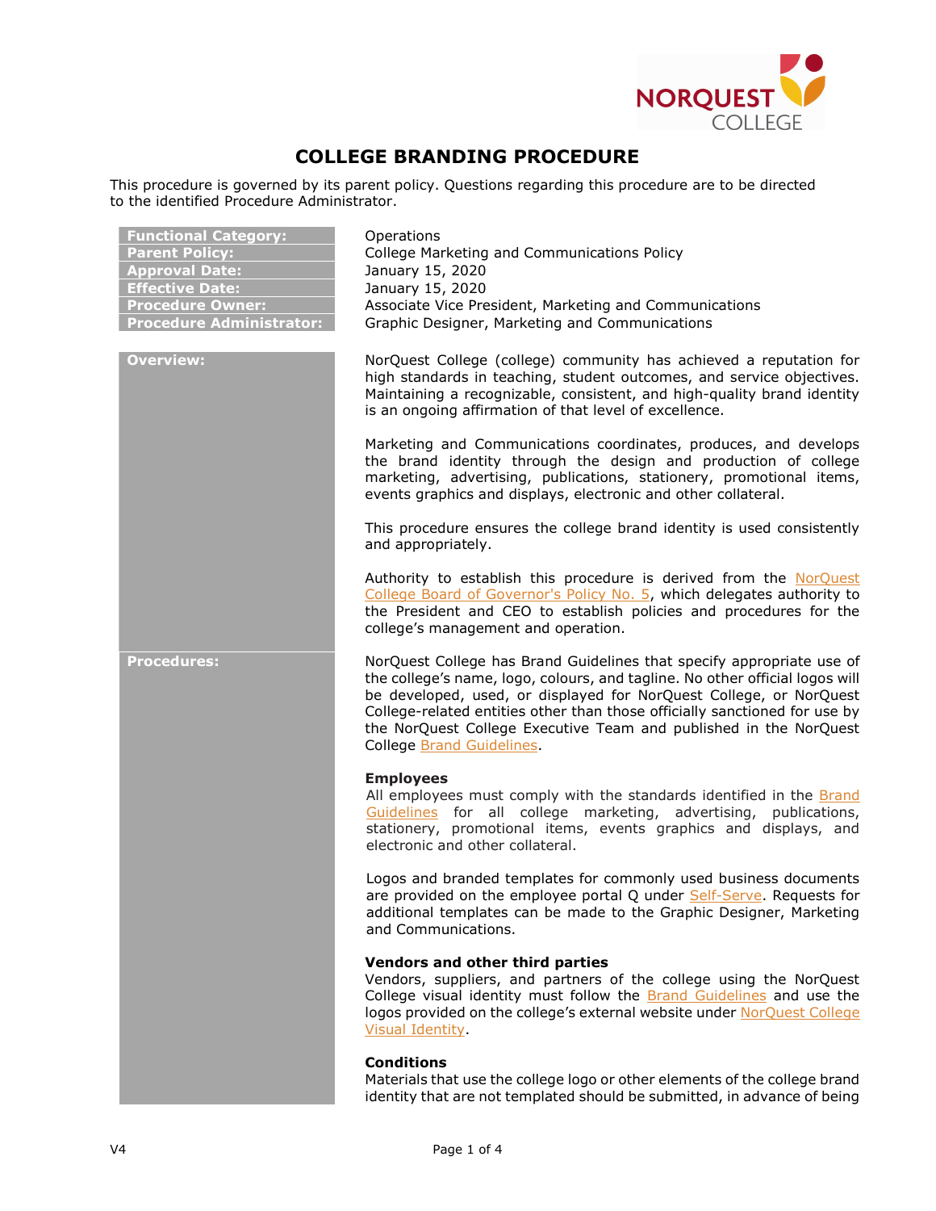# COLLEGE BRANDING PROCEDURE

This procedure is governed by its parent policy. Questions regarding this procedure are to be directed to the identified Procedure Administrator.

| | |
|---|---|
| **Functional Category:** | Operations |
| **Parent Policy:** | College Marketing and Communications Policy |
| **Approval Date:** | January 15, 2020 |
| **Effective Date:** | January 15, 2020 |
| **Procedure Owner:** | Associate Vice President, Marketing and Communications |
| **Procedure Administrator:** | Graphic Designer, Marketing and Communications |

## Overview:

NorQuest College (college) community has achieved a reputation for high standards in teaching, student outcomes, and service objectives. Maintaining a recognizable, consistent, and high-quality brand identity is an ongoing affirmation of that level of excellence.

Marketing and Communications coordinates, produces, and develops the brand identity through the design and production of college marketing, advertising, publications, stationery, promotional items, events graphics and displays, electronic and other collateral.

This procedure ensures the college brand identity is used consistently and appropriately.

Authority to establish this procedure is derived from the NorQuest College Board of Governor's Policy No. 5, which delegates authority to the President and CEO to establish policies and procedures for the college's management and operation.

## Procedures:

NorQuest College has Brand Guidelines that specify appropriate use of the college's name, logo, colours, and tagline. No other official logos will be developed, used, or displayed for NorQuest College, or NorQuest College-related entities other than those officially sanctioned for use by the NorQuest College Executive Team and published in the NorQuest College Brand Guidelines.

### Employees

All employees must comply with the standards identified in the Brand Guidelines for all college marketing, advertising, publications, stationery, promotional items, events graphics and displays, and electronic and other collateral.

Logos and branded templates for commonly used business documents are provided on the employee portal Q under Self-Serve. Requests for additional templates can be made to the Graphic Designer, Marketing and Communications.

### Vendors and other third parties

Vendors, suppliers, and partners of the college using the NorQuest College visual identity must follow the Brand Guidelines and use the logos provided on the college's external website under NorQuest College Visual Identity.

### Conditions

Materials that use the college logo or other elements of the college brand identity that are not templated should be submitted, in advance of being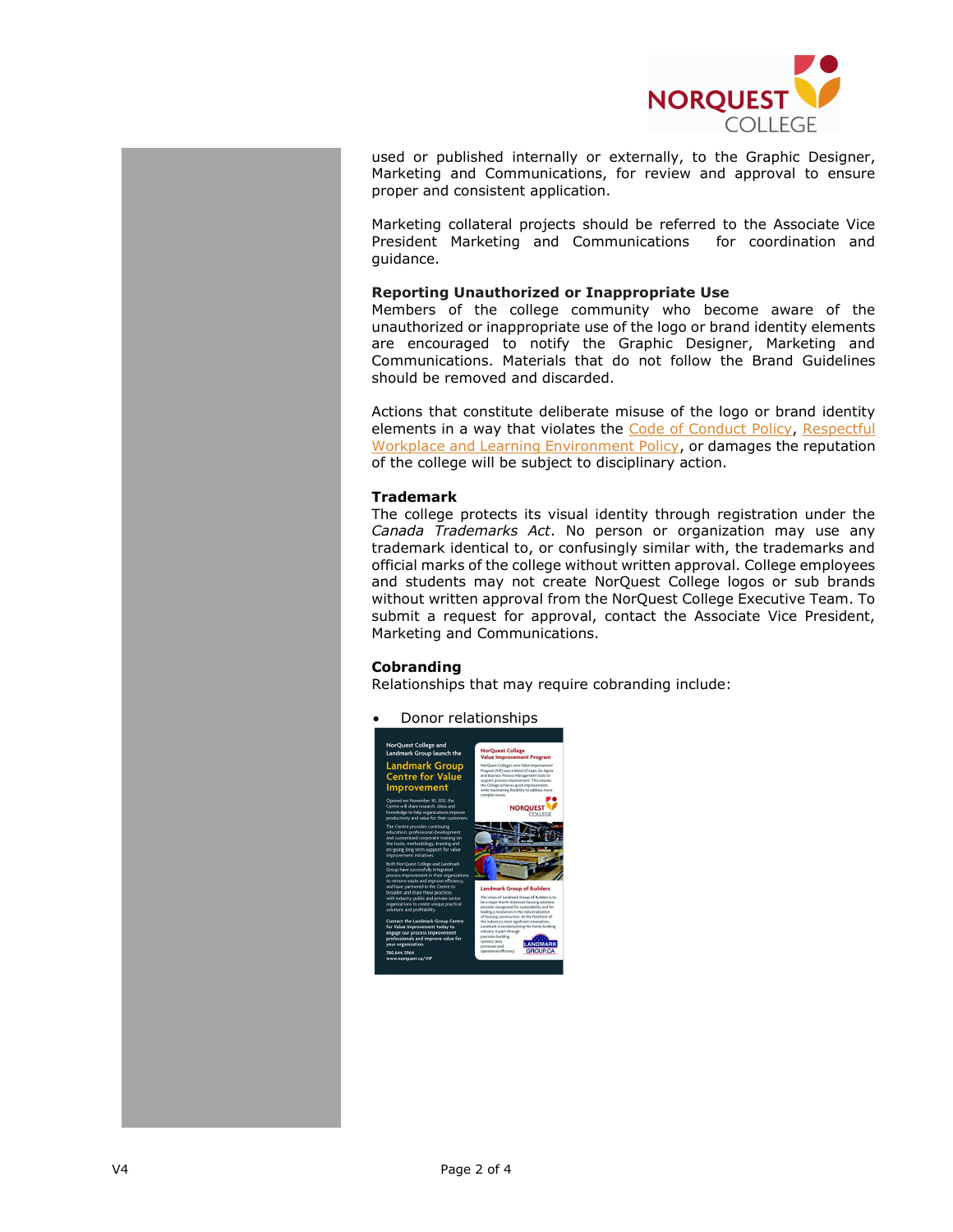used or published internally or externally, to the Graphic Designer, Marketing and Communications, for review and approval to ensure proper and consistent application.

Marketing collateral projects should be referred to the Associate Vice President Marketing and Communications for coordination and guidance.

**Reporting Unauthorized or Inappropriate Use**
Members of the college community who become aware of the unauthorized or inappropriate use of the logo or brand identity elements are encouraged to notify the Graphic Designer, Marketing and Communications. Materials that do not follow the Brand Guidelines should be removed and discarded.

Actions that constitute deliberate misuse of the logo or brand identity elements in a way that violates the Code of Conduct Policy, Respectful Workplace and Learning Environment Policy, or damages the reputation of the college will be subject to disciplinary action.

**Trademark**
The college protects its visual identity through registration under the *Canada Trademarks Act*. No person or organization may use any trademark identical to, or confusingly similar with, the trademarks and official marks of the college without written approval. College employees and students may not create NorQuest College logos or sub brands without written approval from the NorQuest College Executive Team. To submit a request for approval, contact the Associate Vice President, Marketing and Communications.

**Cobranding**
Relationships that may require cobranding include:

- Donor relationships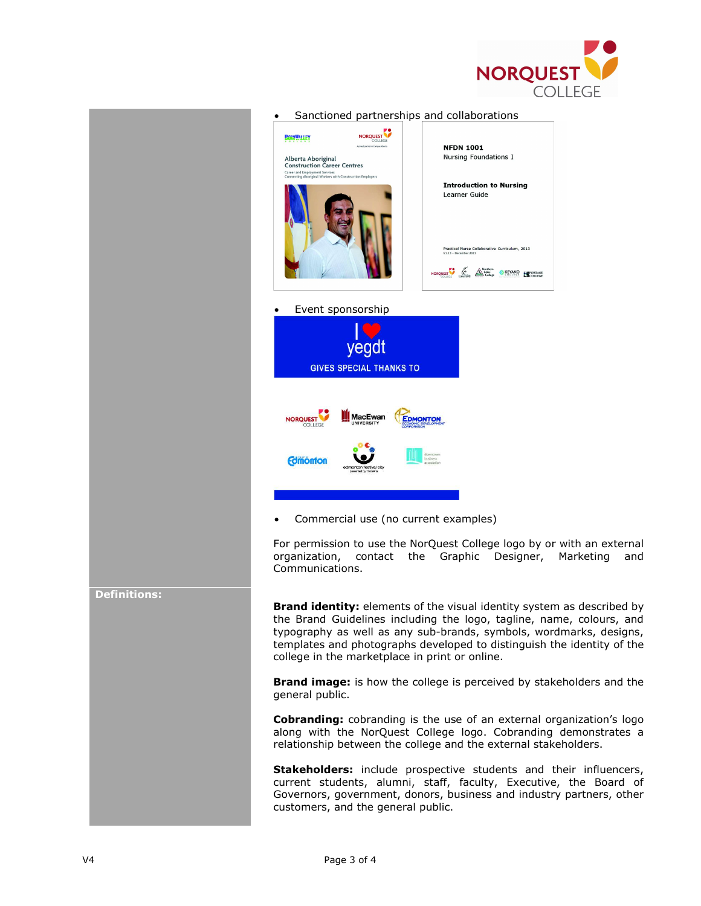- Sanctioned partnerships and collaborations

- Event sponsorship

- Commercial use (no current examples)

For permission to use the NorQuest College logo by or with an external organization, contact the Graphic Designer, Marketing and Communications.

**Definitions:**

**Brand identity:** elements of the visual identity system as described by the Brand Guidelines including the logo, tagline, name, colours, and typography as well as any sub-brands, symbols, wordmarks, designs, templates and photographs developed to distinguish the identity of the college in the marketplace in print or online.

**Brand image:** is how the college is perceived by stakeholders and the general public.

**Cobranding:** cobranding is the use of an external organization's logo along with the NorQuest College logo. Cobranding demonstrates a relationship between the college and the external stakeholders.

**Stakeholders:** include prospective students and their influencers, current students, alumni, staff, faculty, Executive, the Board of Governors, government, donors, business and industry partners, other customers, and the general public.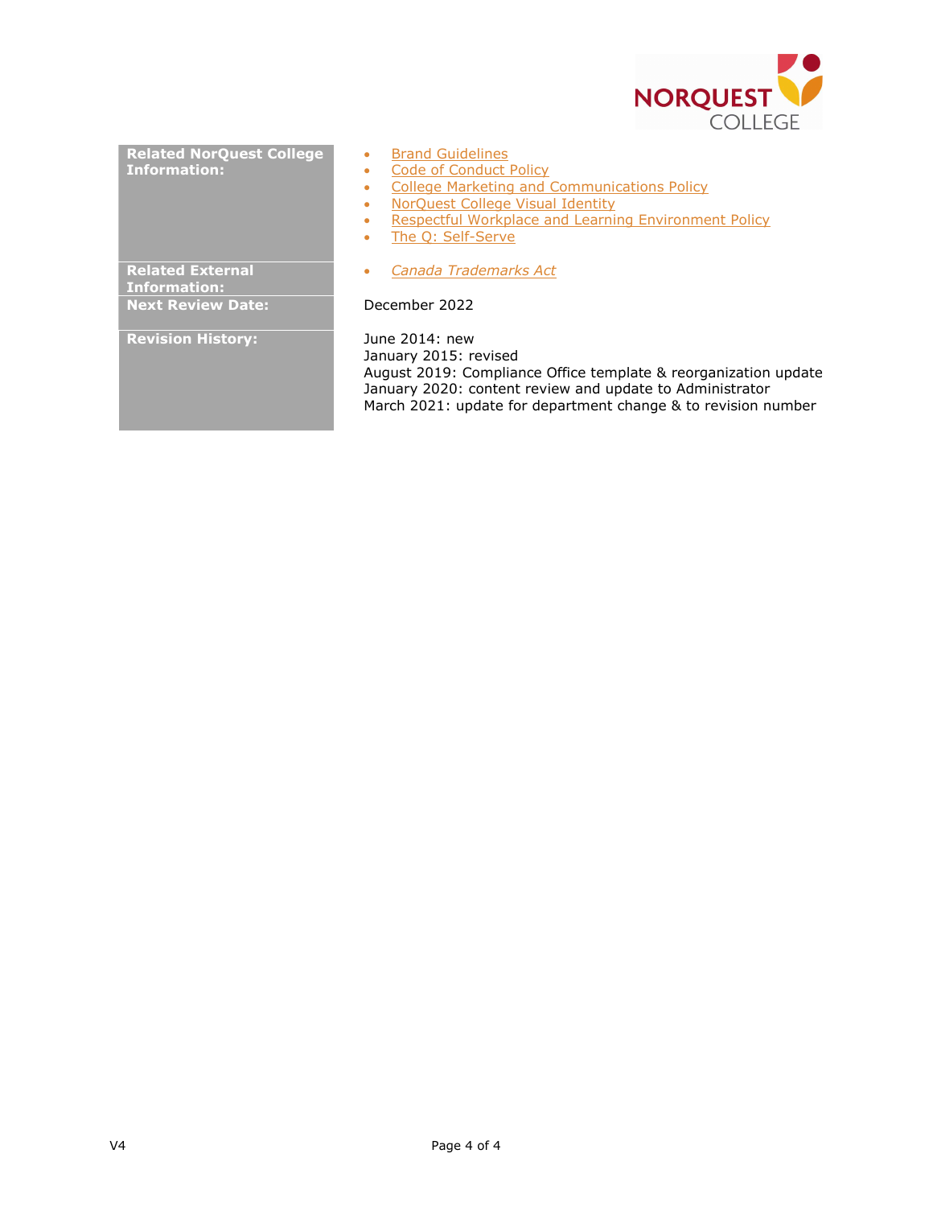| | |
|---|---|
| **Related NorQuest College Information:** | • Brand Guidelines<br>• Code of Conduct Policy<br>• College Marketing and Communications Policy<br>• NorQuest College Visual Identity<br>• Respectful Workplace and Learning Environment Policy<br>• The Q: Self-Serve |
| **Related External Information:** | • *Canada Trademarks Act* |
| **Next Review Date:** | December 2022 |
| **Revision History:** | June 2014: new<br>January 2015: revised<br>August 2019: Compliance Office template & reorganization update<br>January 2020: content review and update to Administrator<br>March 2021: update for department change & to revision number |